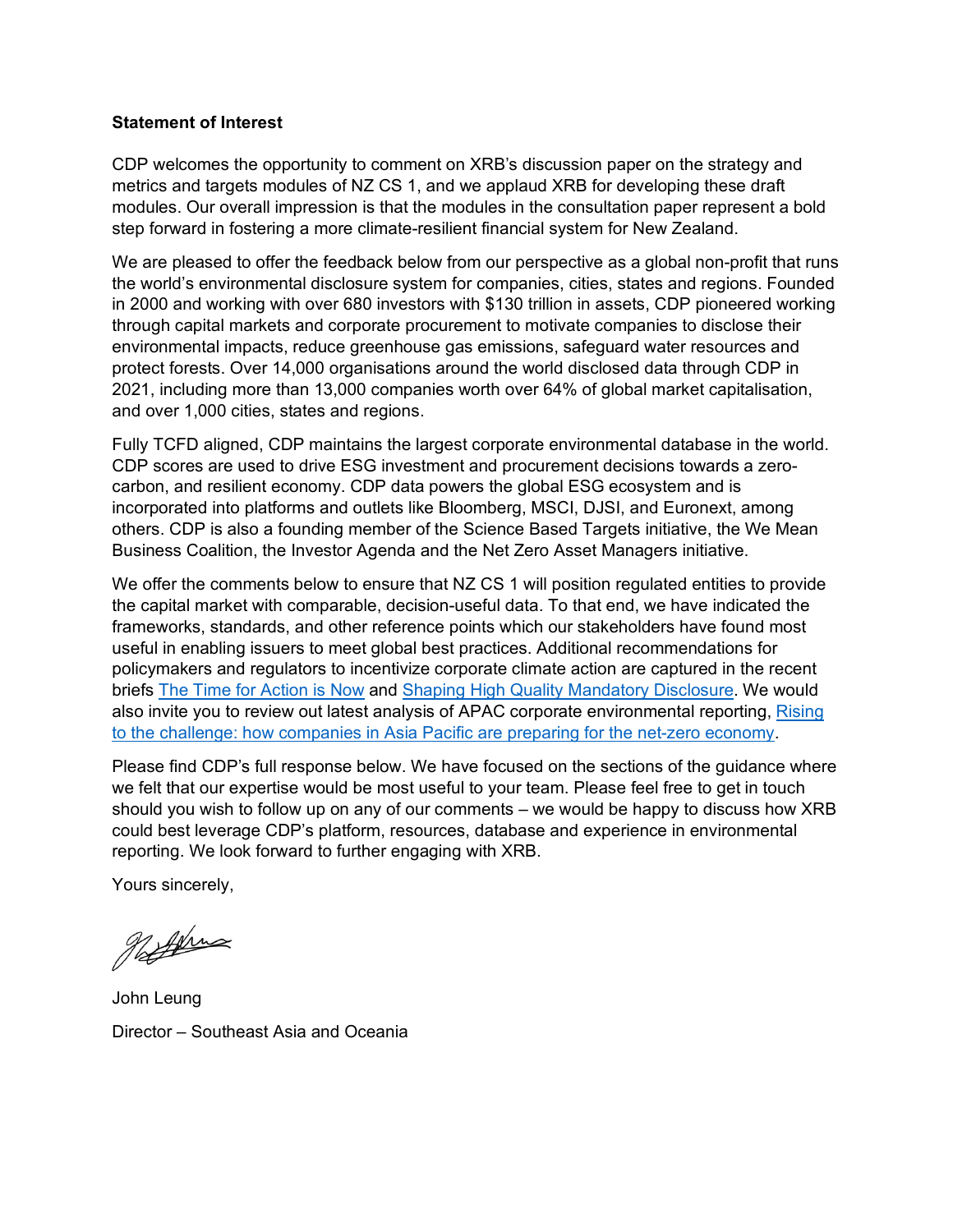**Statement of Interest**

CDP welcomes the opportunity to comment on XRB's discussion paper on the strategy and metrics and targets modules of NZ CS 1, and we applaud XRB for developing these draft modules. Our overall impression is that the modules in the consultation paper represent a bold step forward in fostering a more climate-resilient financial system for New Zealand.

We are pleased to offer the feedback below from our perspective as a global non-profit that runs the world's environmental disclosure system for companies, cities, states and regions. Founded in 2000 and working with over 680 investors with $130 trillion in assets, CDP pioneered working through capital markets and corporate procurement to motivate companies to disclose their environmental impacts, reduce greenhouse gas emissions, safeguard water resources and protect forests. Over 14,000 organisations around the world disclosed data through CDP in 2021, including more than 13,000 companies worth over 64% of global market capitalisation, and over 1,000 cities, states and regions.

Fully TCFD aligned, CDP maintains the largest corporate environmental database in the world. CDP scores are used to drive ESG investment and procurement decisions towards a zero-carbon, and resilient economy. CDP data powers the global ESG ecosystem and is incorporated into platforms and outlets like Bloomberg, MSCI, DJSI, and Euronext, among others. CDP is also a founding member of the Science Based Targets initiative, the We Mean Business Coalition, the Investor Agenda and the Net Zero Asset Managers initiative.

We offer the comments below to ensure that NZ CS 1 will position regulated entities to provide the capital market with comparable, decision-useful data. To that end, we have indicated the frameworks, standards, and other reference points which our stakeholders have found most useful in enabling issuers to meet global best practices. Additional recommendations for policymakers and regulators to incentivize corporate climate action are captured in the recent briefs The Time for Action is Now and Shaping High Quality Mandatory Disclosure. We would also invite you to review out latest analysis of APAC corporate environmental reporting, Rising to the challenge: how companies in Asia Pacific are preparing for the net-zero economy.

Please find CDP's full response below. We have focused on the sections of the guidance where we felt that our expertise would be most useful to your team. Please feel free to get in touch should you wish to follow up on any of our comments – we would be happy to discuss how XRB could best leverage CDP's platform, resources, database and experience in environmental reporting. We look forward to further engaging with XRB.

Yours sincerely,

John Leung

Director – Southeast Asia and Oceania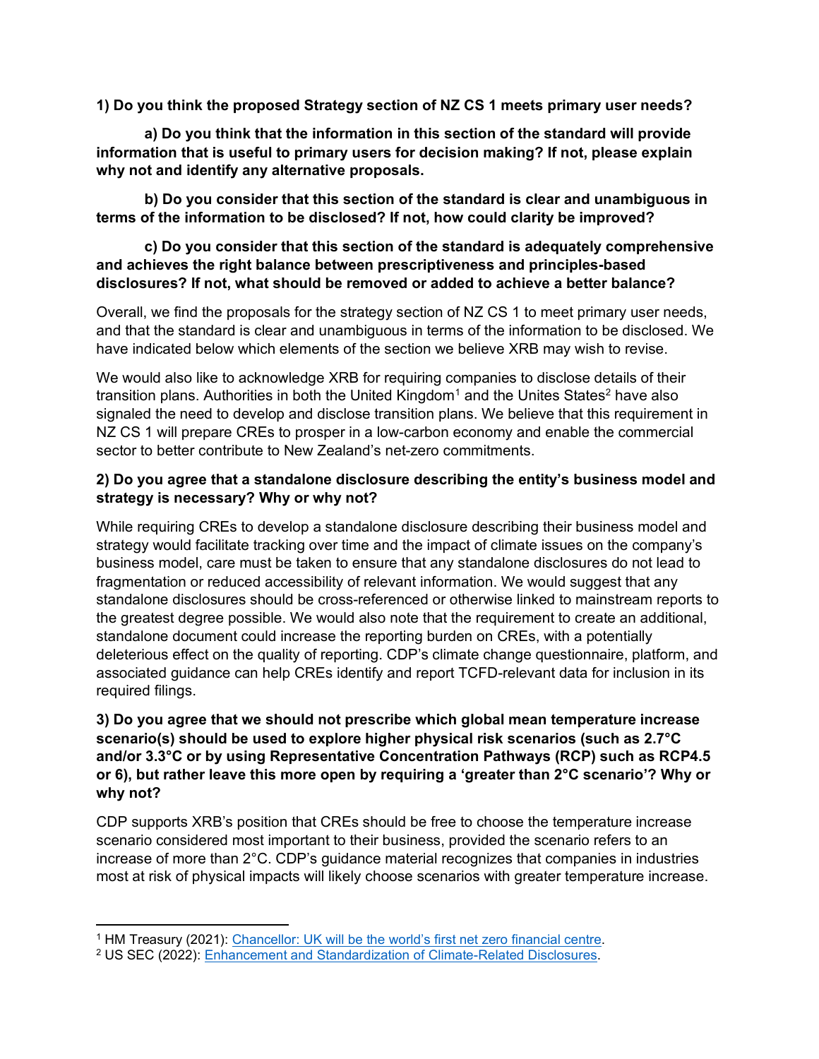**1) Do you think the proposed Strategy section of NZ CS 1 meets primary user needs?**

**a) Do you think that the information in this section of the standard will provide information that is useful to primary users for decision making? If not, please explain why not and identify any alternative proposals.**

**b) Do you consider that this section of the standard is clear and unambiguous in terms of the information to be disclosed? If not, how could clarity be improved?**

**c) Do you consider that this section of the standard is adequately comprehensive and achieves the right balance between prescriptiveness and principles-based disclosures? If not, what should be removed or added to achieve a better balance?**

Overall, we find the proposals for the strategy section of NZ CS 1 to meet primary user needs, and that the standard is clear and unambiguous in terms of the information to be disclosed. We have indicated below which elements of the section we believe XRB may wish to revise.

We would also like to acknowledge XRB for requiring companies to disclose details of their transition plans. Authorities in both the United Kingdom[1] and the Unites States[2] have also signaled the need to develop and disclose transition plans. We believe that this requirement in NZ CS 1 will prepare CREs to prosper in a low-carbon economy and enable the commercial sector to better contribute to New Zealand's net-zero commitments.

**2) Do you agree that a standalone disclosure describing the entity's business model and strategy is necessary? Why or why not?**

While requiring CREs to develop a standalone disclosure describing their business model and strategy would facilitate tracking over time and the impact of climate issues on the company's business model, care must be taken to ensure that any standalone disclosures do not lead to fragmentation or reduced accessibility of relevant information. We would suggest that any standalone disclosures should be cross-referenced or otherwise linked to mainstream reports to the greatest degree possible. We would also note that the requirement to create an additional, standalone document could increase the reporting burden on CREs, with a potentially deleterious effect on the quality of reporting. CDP's climate change questionnaire, platform, and associated guidance can help CREs identify and report TCFD-relevant data for inclusion in its required filings.

**3) Do you agree that we should not prescribe which global mean temperature increase scenario(s) should be used to explore higher physical risk scenarios (such as 2.7°C and/or 3.3°C or by using Representative Concentration Pathways (RCP) such as RCP4.5 or 6), but rather leave this more open by requiring a 'greater than 2°C scenario'? Why or why not?**

CDP supports XRB's position that CREs should be free to choose the temperature increase scenario considered most important to their business, provided the scenario refers to an increase of more than 2°C. CDP's guidance material recognizes that companies in industries most at risk of physical impacts will likely choose scenarios with greater temperature increase.

---

[1] HM Treasury (2021): Chancellor: UK will be the world's first net zero financial centre.

[2] US SEC (2022): Enhancement and Standardization of Climate-Related Disclosures.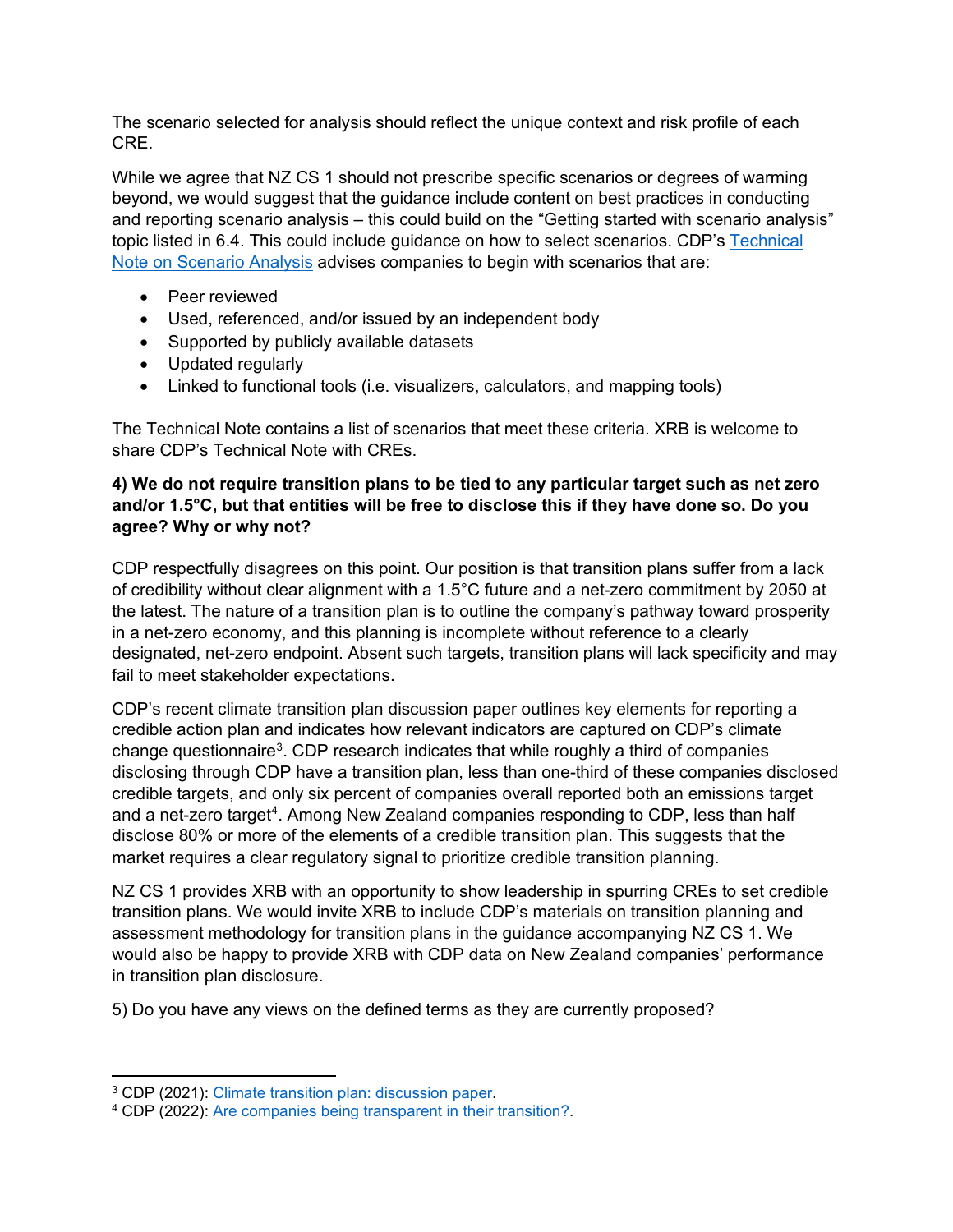The scenario selected for analysis should reflect the unique context and risk profile of each CRE.

While we agree that NZ CS 1 should not prescribe specific scenarios or degrees of warming beyond, we would suggest that the guidance include content on best practices in conducting and reporting scenario analysis – this could build on the "Getting started with scenario analysis" topic listed in 6.4. This could include guidance on how to select scenarios. CDP's Technical Note on Scenario Analysis advises companies to begin with scenarios that are:

- Peer reviewed
- Used, referenced, and/or issued by an independent body
- Supported by publicly available datasets
- Updated regularly
- Linked to functional tools (i.e. visualizers, calculators, and mapping tools)

The Technical Note contains a list of scenarios that meet these criteria. XRB is welcome to share CDP's Technical Note with CREs.

**4) We do not require transition plans to be tied to any particular target such as net zero and/or 1.5°C, but that entities will be free to disclose this if they have done so. Do you agree? Why or why not?**

CDP respectfully disagrees on this point. Our position is that transition plans suffer from a lack of credibility without clear alignment with a 1.5°C future and a net-zero commitment by 2050 at the latest. The nature of a transition plan is to outline the company's pathway toward prosperity in a net-zero economy, and this planning is incomplete without reference to a clearly designated, net-zero endpoint. Absent such targets, transition plans will lack specificity and may fail to meet stakeholder expectations.

CDP's recent climate transition plan discussion paper outlines key elements for reporting a credible action plan and indicates how relevant indicators are captured on CDP's climate change questionnaire[3]. CDP research indicates that while roughly a third of companies disclosing through CDP have a transition plan, less than one-third of these companies disclosed credible targets, and only six percent of companies overall reported both an emissions target and a net-zero target[4]. Among New Zealand companies responding to CDP, less than half disclose 80% or more of the elements of a credible transition plan. This suggests that the market requires a clear regulatory signal to prioritize credible transition planning.

NZ CS 1 provides XRB with an opportunity to show leadership in spurring CREs to set credible transition plans. We would invite XRB to include CDP's materials on transition planning and assessment methodology for transition plans in the guidance accompanying NZ CS 1. We would also be happy to provide XRB with CDP data on New Zealand companies' performance in transition plan disclosure.

5) Do you have any views on the defined terms as they are currently proposed?

---

[3] CDP (2021): Climate transition plan: discussion paper.

[4] CDP (2022): Are companies being transparent in their transition?.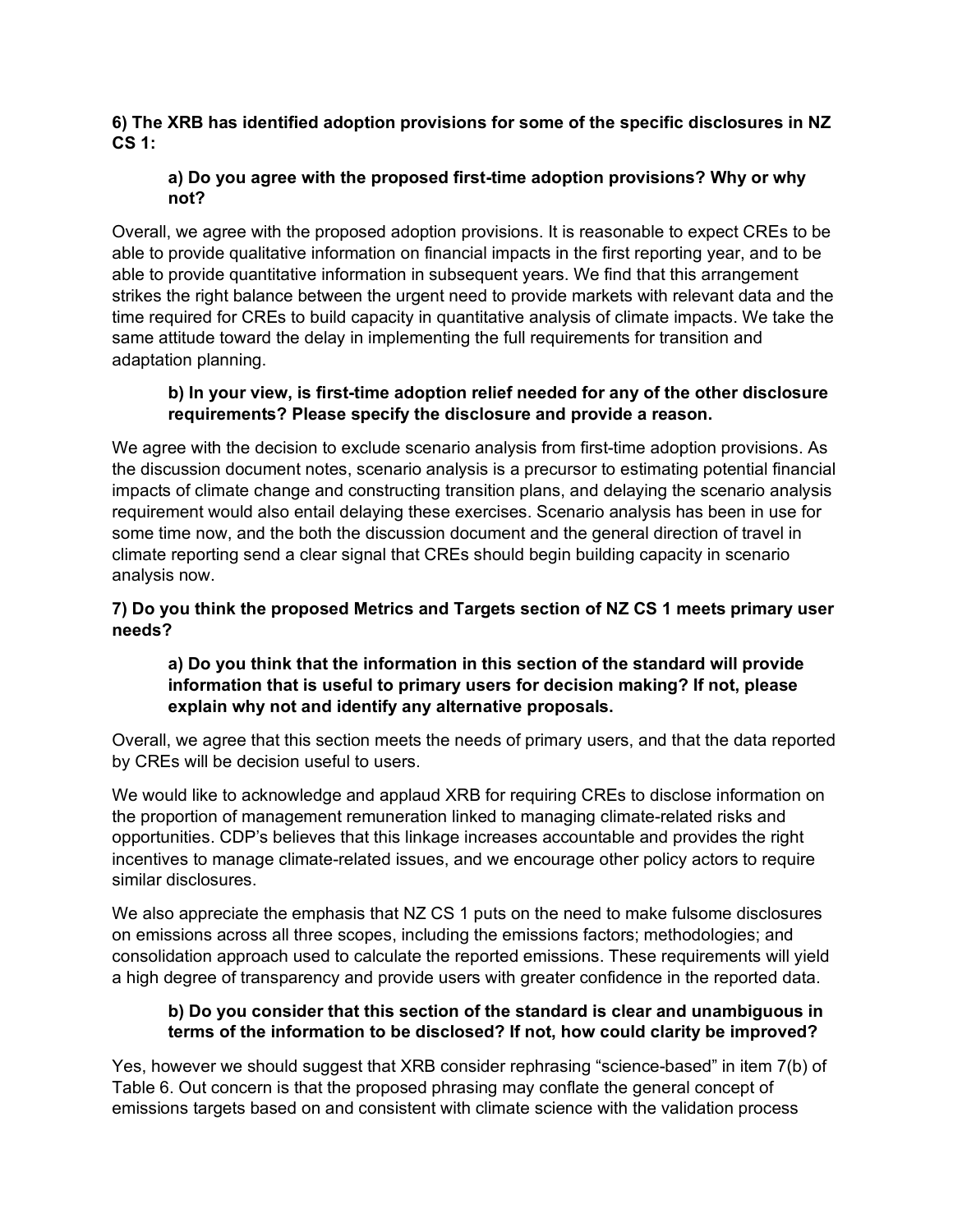**6) The XRB has identified adoption provisions for some of the specific disclosures in NZ CS 1:**

> **a) Do you agree with the proposed first-time adoption provisions? Why or why not?**

Overall, we agree with the proposed adoption provisions. It is reasonable to expect CREs to be able to provide qualitative information on financial impacts in the first reporting year, and to be able to provide quantitative information in subsequent years. We find that this arrangement strikes the right balance between the urgent need to provide markets with relevant data and the time required for CREs to build capacity in quantitative analysis of climate impacts. We take the same attitude toward the delay in implementing the full requirements for transition and adaptation planning.

> **b) In your view, is first-time adoption relief needed for any of the other disclosure requirements? Please specify the disclosure and provide a reason.**

We agree with the decision to exclude scenario analysis from first-time adoption provisions. As the discussion document notes, scenario analysis is a precursor to estimating potential financial impacts of climate change and constructing transition plans, and delaying the scenario analysis requirement would also entail delaying these exercises. Scenario analysis has been in use for some time now, and the both the discussion document and the general direction of travel in climate reporting send a clear signal that CREs should begin building capacity in scenario analysis now.

**7) Do you think the proposed Metrics and Targets section of NZ CS 1 meets primary user needs?**

> **a) Do you think that the information in this section of the standard will provide information that is useful to primary users for decision making? If not, please explain why not and identify any alternative proposals.**

Overall, we agree that this section meets the needs of primary users, and that the data reported by CREs will be decision useful to users.

We would like to acknowledge and applaud XRB for requiring CREs to disclose information on the proportion of management remuneration linked to managing climate-related risks and opportunities. CDP's believes that this linkage increases accountable and provides the right incentives to manage climate-related issues, and we encourage other policy actors to require similar disclosures.

We also appreciate the emphasis that NZ CS 1 puts on the need to make fulsome disclosures on emissions across all three scopes, including the emissions factors; methodologies; and consolidation approach used to calculate the reported emissions. These requirements will yield a high degree of transparency and provide users with greater confidence in the reported data.

> **b) Do you consider that this section of the standard is clear and unambiguous in terms of the information to be disclosed? If not, how could clarity be improved?**

Yes, however we should suggest that XRB consider rephrasing "science-based" in item 7(b) of Table 6. Out concern is that the proposed phrasing may conflate the general concept of emissions targets based on and consistent with climate science with the validation process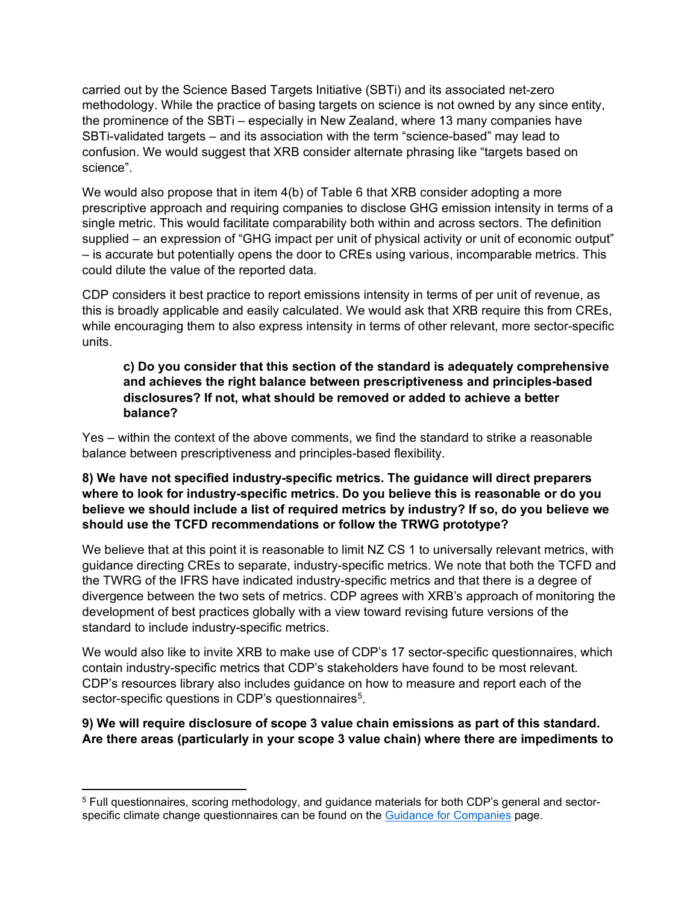carried out by the Science Based Targets Initiative (SBTi) and its associated net-zero methodology. While the practice of basing targets on science is not owned by any since entity, the prominence of the SBTi – especially in New Zealand, where 13 many companies have SBTi-validated targets – and its association with the term "science-based" may lead to confusion. We would suggest that XRB consider alternate phrasing like "targets based on science".

We would also propose that in item 4(b) of Table 6 that XRB consider adopting a more prescriptive approach and requiring companies to disclose GHG emission intensity in terms of a single metric. This would facilitate comparability both within and across sectors. The definition supplied – an expression of "GHG impact per unit of physical activity or unit of economic output" – is accurate but potentially opens the door to CREs using various, incomparable metrics. This could dilute the value of the reported data.

CDP considers it best practice to report emissions intensity in terms of per unit of revenue, as this is broadly applicable and easily calculated. We would ask that XRB require this from CREs, while encouraging them to also express intensity in terms of other relevant, more sector-specific units.

> **c) Do you consider that this section of the standard is adequately comprehensive and achieves the right balance between prescriptiveness and principles-based disclosures? If not, what should be removed or added to achieve a better balance?**

Yes – within the context of the above comments, we find the standard to strike a reasonable balance between prescriptiveness and principles-based flexibility.

**8) We have not specified industry-specific metrics. The guidance will direct preparers where to look for industry-specific metrics. Do you believe this is reasonable or do you believe we should include a list of required metrics by industry? If so, do you believe we should use the TCFD recommendations or follow the TRWG prototype?**

We believe that at this point it is reasonable to limit NZ CS 1 to universally relevant metrics, with guidance directing CREs to separate, industry-specific metrics. We note that both the TCFD and the TWRG of the IFRS have indicated industry-specific metrics and that there is a degree of divergence between the two sets of metrics. CDP agrees with XRB's approach of monitoring the development of best practices globally with a view toward revising future versions of the standard to include industry-specific metrics.

We would also like to invite XRB to make use of CDP's 17 sector-specific questionnaires, which contain industry-specific metrics that CDP's stakeholders have found to be most relevant. CDP's resources library also includes guidance on how to measure and report each of the sector-specific questions in CDP's questionnaires[5].

**9) We will require disclosure of scope 3 value chain emissions as part of this standard. Are there areas (particularly in your scope 3 value chain) where there are impediments to**

---

[5] Full questionnaires, scoring methodology, and guidance materials for both CDP's general and sector-specific climate change questionnaires can be found on the Guidance for Companies page.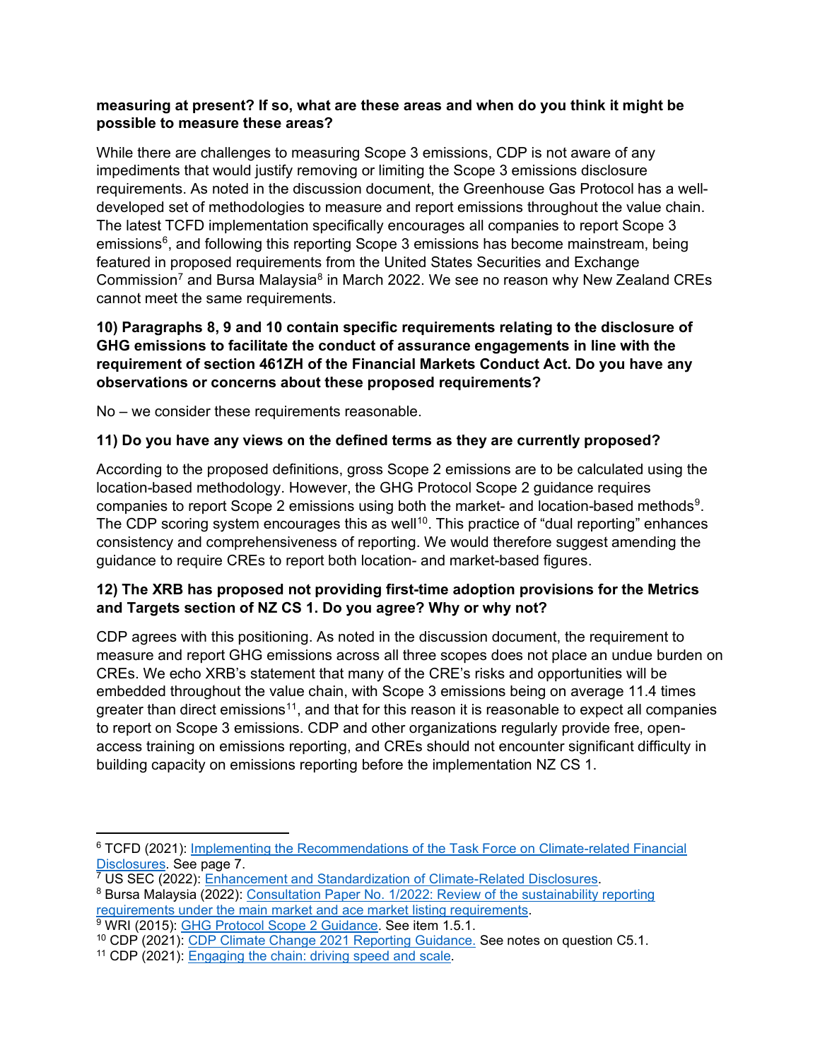**measuring at present? If so, what are these areas and when do you think it might be possible to measure these areas?**

While there are challenges to measuring Scope 3 emissions, CDP is not aware of any impediments that would justify removing or limiting the Scope 3 emissions disclosure requirements. As noted in the discussion document, the Greenhouse Gas Protocol has a well-developed set of methodologies to measure and report emissions throughout the value chain. The latest TCFD implementation specifically encourages all companies to report Scope 3 emissions[6], and following this reporting Scope 3 emissions has become mainstream, being featured in proposed requirements from the United States Securities and Exchange Commission[7] and Bursa Malaysia[8] in March 2022. We see no reason why New Zealand CREs cannot meet the same requirements.

**10) Paragraphs 8, 9 and 10 contain specific requirements relating to the disclosure of GHG emissions to facilitate the conduct of assurance engagements in line with the requirement of section 461ZH of the Financial Markets Conduct Act. Do you have any observations or concerns about these proposed requirements?**

No – we consider these requirements reasonable.

**11) Do you have any views on the defined terms as they are currently proposed?**

According to the proposed definitions, gross Scope 2 emissions are to be calculated using the location-based methodology. However, the GHG Protocol Scope 2 guidance requires companies to report Scope 2 emissions using both the market- and location-based methods[9]. The CDP scoring system encourages this as well[10]. This practice of "dual reporting" enhances consistency and comprehensiveness of reporting. We would therefore suggest amending the guidance to require CREs to report both location- and market-based figures.

**12) The XRB has proposed not providing first-time adoption provisions for the Metrics and Targets section of NZ CS 1. Do you agree? Why or why not?**

CDP agrees with this positioning. As noted in the discussion document, the requirement to measure and report GHG emissions across all three scopes does not place an undue burden on CREs. We echo XRB's statement that many of the CRE's risks and opportunities will be embedded throughout the value chain, with Scope 3 emissions being on average 11.4 times greater than direct emissions[11], and that for this reason it is reasonable to expect all companies to report on Scope 3 emissions. CDP and other organizations regularly provide free, open-access training on emissions reporting, and CREs should not encounter significant difficulty in building capacity on emissions reporting before the implementation NZ CS 1.

---

[6] TCFD (2021): Implementing the Recommendations of the Task Force on Climate-related Financial Disclosures. See page 7.

[7] US SEC (2022): Enhancement and Standardization of Climate-Related Disclosures.

[8] Bursa Malaysia (2022): Consultation Paper No. 1/2022: Review of the sustainability reporting requirements under the main market and ace market listing requirements.

[9] WRI (2015): GHG Protocol Scope 2 Guidance. See item 1.5.1.

[10] CDP (2021): CDP Climate Change 2021 Reporting Guidance. See notes on question C5.1.

[11] CDP (2021): Engaging the chain: driving speed and scale.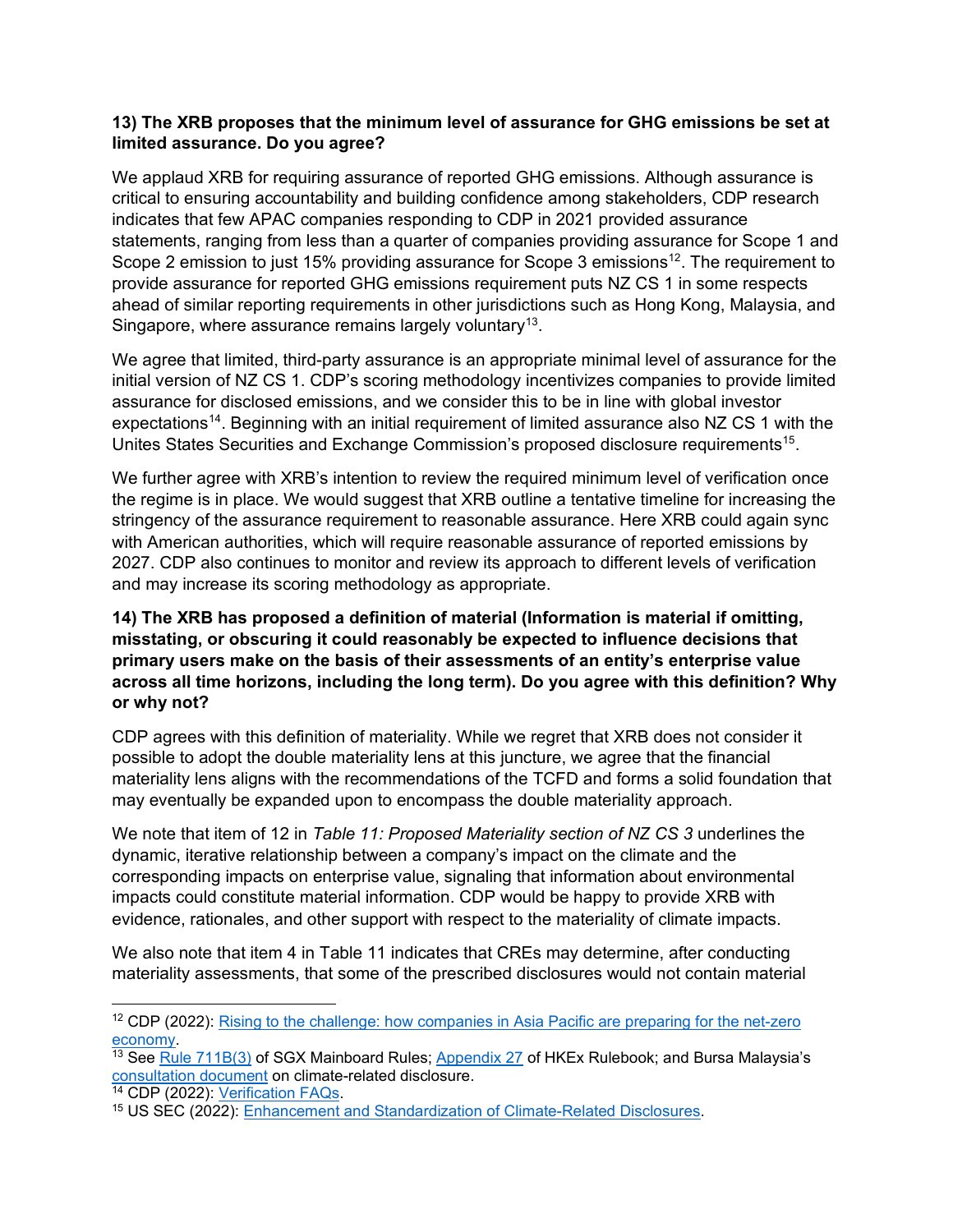**13) The XRB proposes that the minimum level of assurance for GHG emissions be set at limited assurance. Do you agree?**

We applaud XRB for requiring assurance of reported GHG emissions. Although assurance is critical to ensuring accountability and building confidence among stakeholders, CDP research indicates that few APAC companies responding to CDP in 2021 provided assurance statements, ranging from less than a quarter of companies providing assurance for Scope 1 and Scope 2 emission to just 15% providing assurance for Scope 3 emissions[12]. The requirement to provide assurance for reported GHG emissions requirement puts NZ CS 1 in some respects ahead of similar reporting requirements in other jurisdictions such as Hong Kong, Malaysia, and Singapore, where assurance remains largely voluntary[13].

We agree that limited, third-party assurance is an appropriate minimal level of assurance for the initial version of NZ CS 1. CDP's scoring methodology incentivizes companies to provide limited assurance for disclosed emissions, and we consider this to be in line with global investor expectations[14]. Beginning with an initial requirement of limited assurance also NZ CS 1 with the Unites States Securities and Exchange Commission's proposed disclosure requirements[15].

We further agree with XRB's intention to review the required minimum level of verification once the regime is in place. We would suggest that XRB outline a tentative timeline for increasing the stringency of the assurance requirement to reasonable assurance. Here XRB could again sync with American authorities, which will require reasonable assurance of reported emissions by 2027. CDP also continues to monitor and review its approach to different levels of verification and may increase its scoring methodology as appropriate.

**14) The XRB has proposed a definition of material (Information is material if omitting, misstating, or obscuring it could reasonably be expected to influence decisions that primary users make on the basis of their assessments of an entity's enterprise value across all time horizons, including the long term). Do you agree with this definition? Why or why not?**

CDP agrees with this definition of materiality. While we regret that XRB does not consider it possible to adopt the double materiality lens at this juncture, we agree that the financial materiality lens aligns with the recommendations of the TCFD and forms a solid foundation that may eventually be expanded upon to encompass the double materiality approach.

We note that item of 12 in *Table 11: Proposed Materiality section of NZ CS 3* underlines the dynamic, iterative relationship between a company's impact on the climate and the corresponding impacts on enterprise value, signaling that information about environmental impacts could constitute material information. CDP would be happy to provide XRB with evidence, rationales, and other support with respect to the materiality of climate impacts.

We also note that item 4 in Table 11 indicates that CREs may determine, after conducting materiality assessments, that some of the prescribed disclosures would not contain material

---

[12] CDP (2022): Rising to the challenge: how companies in Asia Pacific are preparing for the net-zero economy.

[13] See Rule 711B(3) of SGX Mainboard Rules; Appendix 27 of HKEx Rulebook; and Bursa Malaysia's consultation document on climate-related disclosure.

[14] CDP (2022): Verification FAQs.

[15] US SEC (2022): Enhancement and Standardization of Climate-Related Disclosures.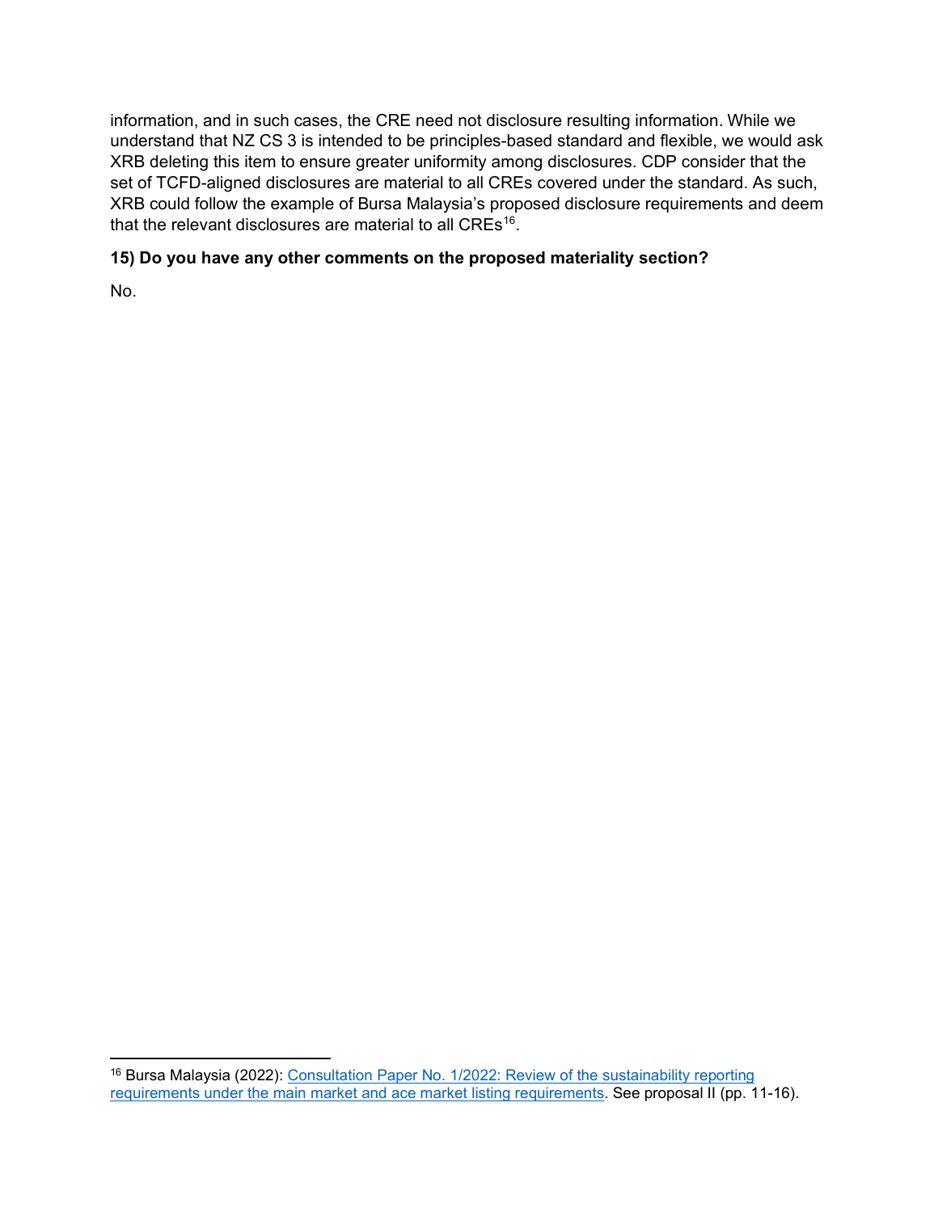information, and in such cases, the CRE need not disclosure resulting information. While we understand that NZ CS 3 is intended to be principles-based standard and flexible, we would ask XRB deleting this item to ensure greater uniformity among disclosures. CDP consider that the set of TCFD-aligned disclosures are material to all CREs covered under the standard. As such, XRB could follow the example of Bursa Malaysia's proposed disclosure requirements and deem that the relevant disclosures are material to all CREs[16].

**15) Do you have any other comments on the proposed materiality section?**

No.

---

[16] Bursa Malaysia (2022): Consultation Paper No. 1/2022: Review of the sustainability reporting requirements under the main market and ace market listing requirements. See proposal II (pp. 11-16).